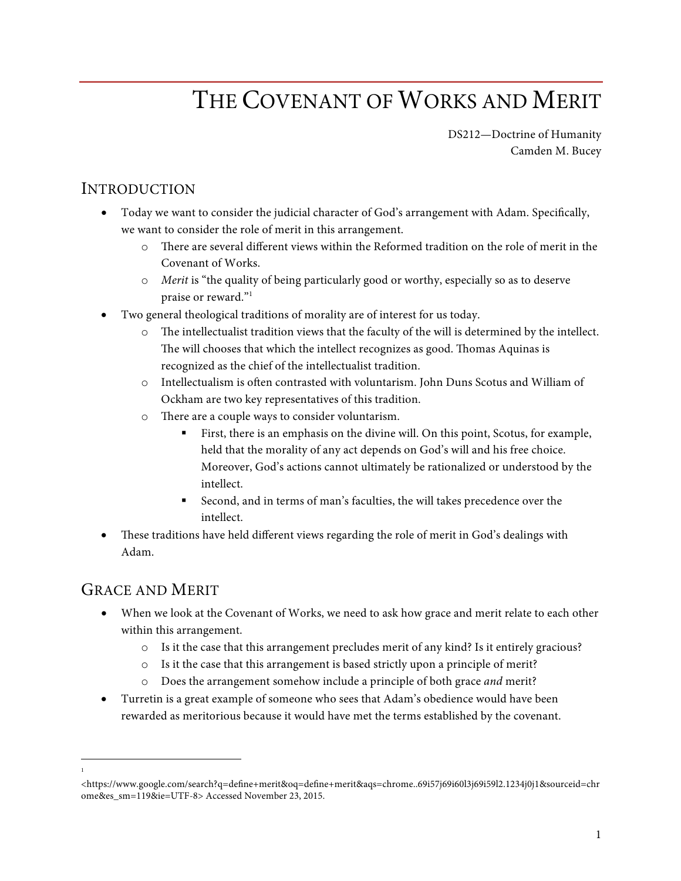# The Covenant of Works and Merit

DS212—Doctrine of Humanity
Camden M. Bucey

## Introduction

- Today we want to consider the judicial character of God's arrangement with Adam. Specifically, we want to consider the role of merit in this arrangement.
  - There are several different views within the Reformed tradition on the role of merit in the Covenant of Works.
  - *Merit* is "the quality of being particularly good or worthy, especially so as to deserve praise or reward."[1]
- Two general theological traditions of morality are of interest for us today.
  - The intellectualist tradition views that the faculty of the will is determined by the intellect. The will chooses that which the intellect recognizes as good. Thomas Aquinas is recognized as the chief of the intellectualist tradition.
  - Intellectualism is often contrasted with voluntarism. John Duns Scotus and William of Ockham are two key representatives of this tradition.
  - There are a couple ways to consider voluntarism.
    - First, there is an emphasis on the divine will. On this point, Scotus, for example, held that the morality of any act depends on God's will and his free choice. Moreover, God's actions cannot ultimately be rationalized or understood by the intellect.
    - Second, and in terms of man's faculties, the will takes precedence over the intellect.
- These traditions have held different views regarding the role of merit in God's dealings with Adam.

## Grace and Merit

- When we look at the Covenant of Works, we need to ask how grace and merit relate to each other within this arrangement.
  - Is it the case that this arrangement precludes merit of any kind? Is it entirely gracious?
  - Is it the case that this arrangement is based strictly upon a principle of merit?
  - Does the arrangement somehow include a principle of both grace *and* merit?
- Turretin is a great example of someone who sees that Adam's obedience would have been rewarded as meritorious because it would have met the terms established by the covenant.

---

[1] <https://www.google.com/search?q=define+merit&oq=define+merit&aqs=chrome..69i57j69i60l3j69i59l2.1234j0j1&sourceid=chrome&es_sm=119&ie=UTF-8> Accessed November 23, 2015.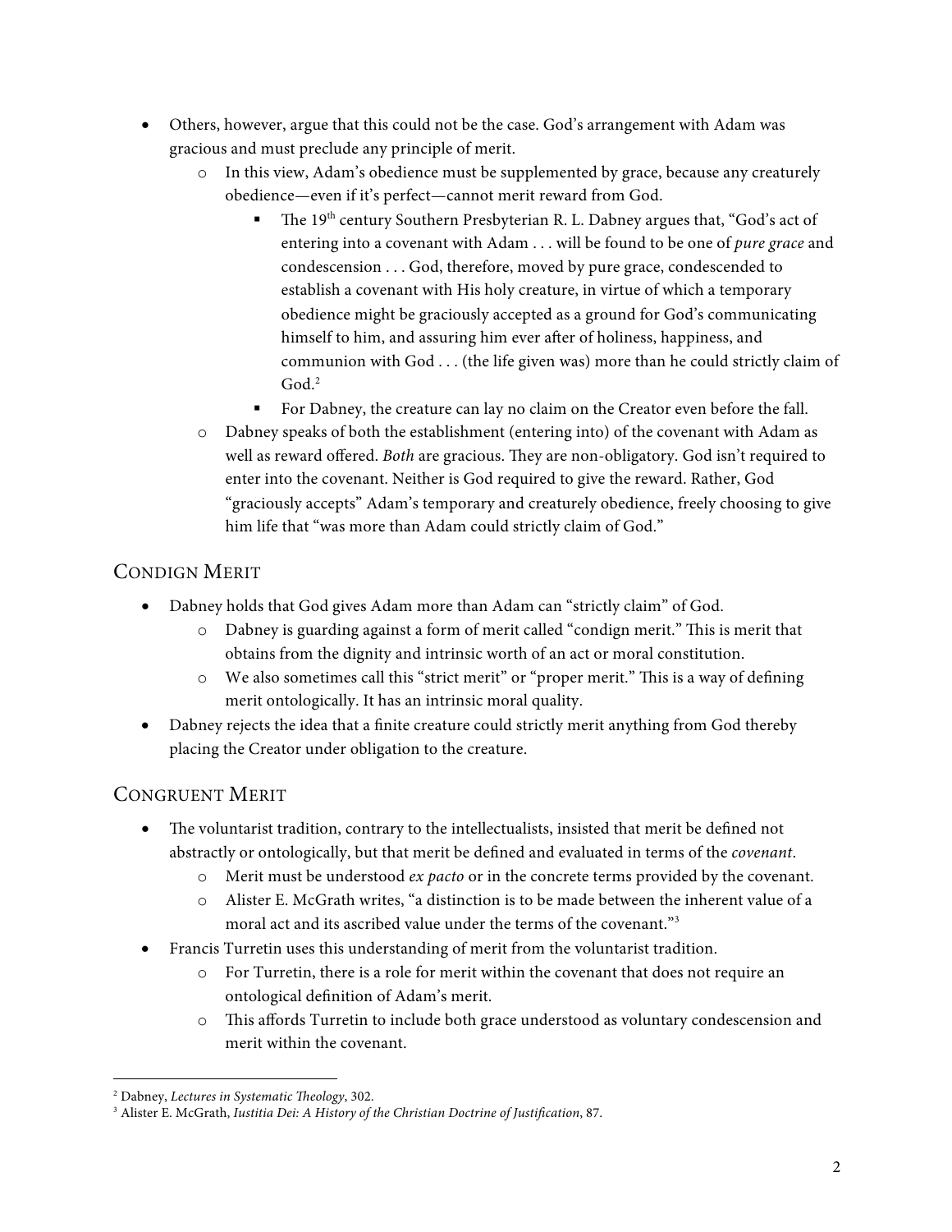- Others, however, argue that this could not be the case. God's arrangement with Adam was gracious and must preclude any principle of merit.
    - In this view, Adam's obedience must be supplemented by grace, because any creaturely obedience—even if it's perfect—cannot merit reward from God.
        - The 19th century Southern Presbyterian R. L. Dabney argues that, "God's act of entering into a covenant with Adam . . . will be found to be one of *pure grace* and condescension . . . God, therefore, moved by pure grace, condescended to establish a covenant with His holy creature, in virtue of which a temporary obedience might be graciously accepted as a ground for God's communicating himself to him, and assuring him ever after of holiness, happiness, and communion with God . . . (the life given was) more than he could strictly claim of God.[2]
        - For Dabney, the creature can lay no claim on the Creator even before the fall.
    - Dabney speaks of both the establishment (entering into) of the covenant with Adam as well as reward offered. *Both* are gracious. They are non-obligatory. God isn't required to enter into the covenant. Neither is God required to give the reward. Rather, God "graciously accepts" Adam's temporary and creaturely obedience, freely choosing to give him life that "was more than Adam could strictly claim of God."

## Condign Merit

- Dabney holds that God gives Adam more than Adam can "strictly claim" of God.
    - Dabney is guarding against a form of merit called "condign merit." This is merit that obtains from the dignity and intrinsic worth of an act or moral constitution.
    - We also sometimes call this "strict merit" or "proper merit." This is a way of defining merit ontologically. It has an intrinsic moral quality.
- Dabney rejects the idea that a finite creature could strictly merit anything from God thereby placing the Creator under obligation to the creature.

## Congruent Merit

- The voluntarist tradition, contrary to the intellectualists, insisted that merit be defined not abstractly or ontologically, but that merit be defined and evaluated in terms of the *covenant*.
    - Merit must be understood *ex pacto* or in the concrete terms provided by the covenant.
    - Alister E. McGrath writes, "a distinction is to be made between the inherent value of a moral act and its ascribed value under the terms of the covenant."[3]
- Francis Turretin uses this understanding of merit from the voluntarist tradition.
    - For Turretin, there is a role for merit within the covenant that does not require an ontological definition of Adam's merit.
    - This affords Turretin to include both grace understood as voluntary condescension and merit within the covenant.

---

[2] Dabney, *Lectures in Systematic Theology*, 302.

[3] Alister E. McGrath, *Iustitia Dei: A History of the Christian Doctrine of Justification*, 87.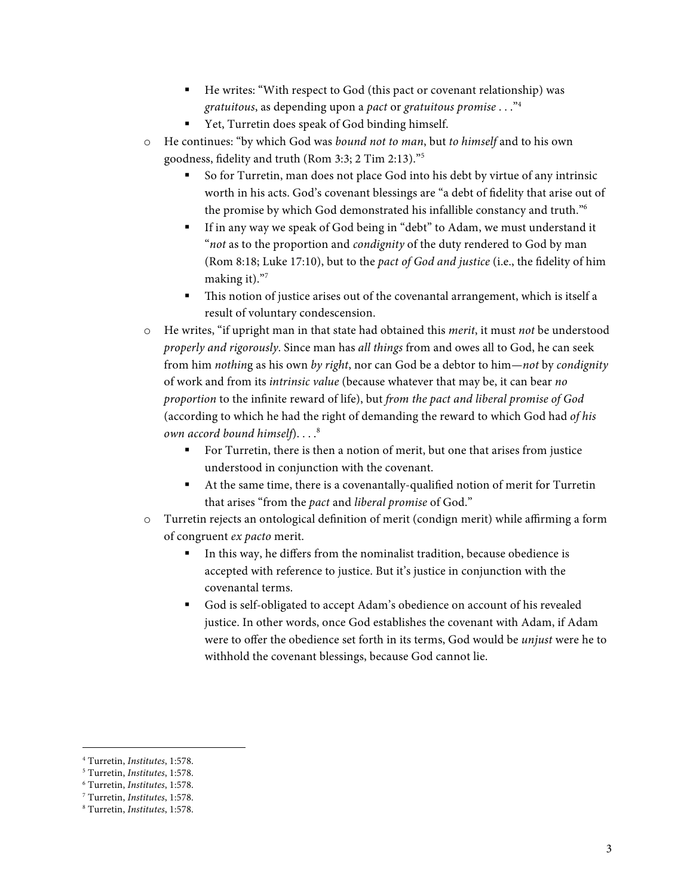- He writes: "With respect to God (this pact or covenant relationship) was *gratuitous*, as depending upon a *pact* or *gratuitous promise* . . ."[4]
    - Yet, Turretin does speak of God binding himself.
  - He continues: "by which God was *bound not to man*, but *to himself* and to his own goodness, fidelity and truth (Rom 3:3; 2 Tim 2:13)."[5]
    - So for Turretin, man does not place God into his debt by virtue of any intrinsic worth in his acts. God's covenant blessings are "a debt of fidelity that arise out of the promise by which God demonstrated his infallible constancy and truth."[6]
    - If in any way we speak of God being in "debt" to Adam, we must understand it "*not* as to the proportion and *condignity* of the duty rendered to God by man (Rom 8:18; Luke 17:10), but to the *pact of God and justice* (i.e., the fidelity of him making it)."[7]
    - This notion of justice arises out of the covenantal arrangement, which is itself a result of voluntary condescension.
  - He writes, "if upright man in that state had obtained this *merit*, it must *not* be understood *properly and rigorously*. Since man has *all things* from and owes all to God, he can seek from him *nothing* as his own *by right*, nor can God be a debtor to him—*not* by *condignity* of work and from its *intrinsic value* (because whatever that may be, it can bear *no proportion* to the infinite reward of life), but *from the pact and liberal promise of God* (according to which he had the right of demanding the reward to which God had *of his own accord bound himself*). . . .[8]
    - For Turretin, there is then a notion of merit, but one that arises from justice understood in conjunction with the covenant.
    - At the same time, there is a covenantally-qualified notion of merit for Turretin that arises "from the *pact* and *liberal promise* of God."
  - Turretin rejects an ontological definition of merit (condign merit) while affirming a form of congruent *ex pacto* merit.
    - In this way, he differs from the nominalist tradition, because obedience is accepted with reference to justice. But it's justice in conjunction with the covenantal terms.
    - God is self-obligated to accept Adam's obedience on account of his revealed justice. In other words, once God establishes the covenant with Adam, if Adam were to offer the obedience set forth in its terms, God would be *unjust* were he to withhold the covenant blessings, because God cannot lie.

---

[4] Turretin, *Institutes*, 1:578.
[5] Turretin, *Institutes*, 1:578.
[6] Turretin, *Institutes*, 1:578.
[7] Turretin, *Institutes*, 1:578.
[8] Turretin, *Institutes*, 1:578.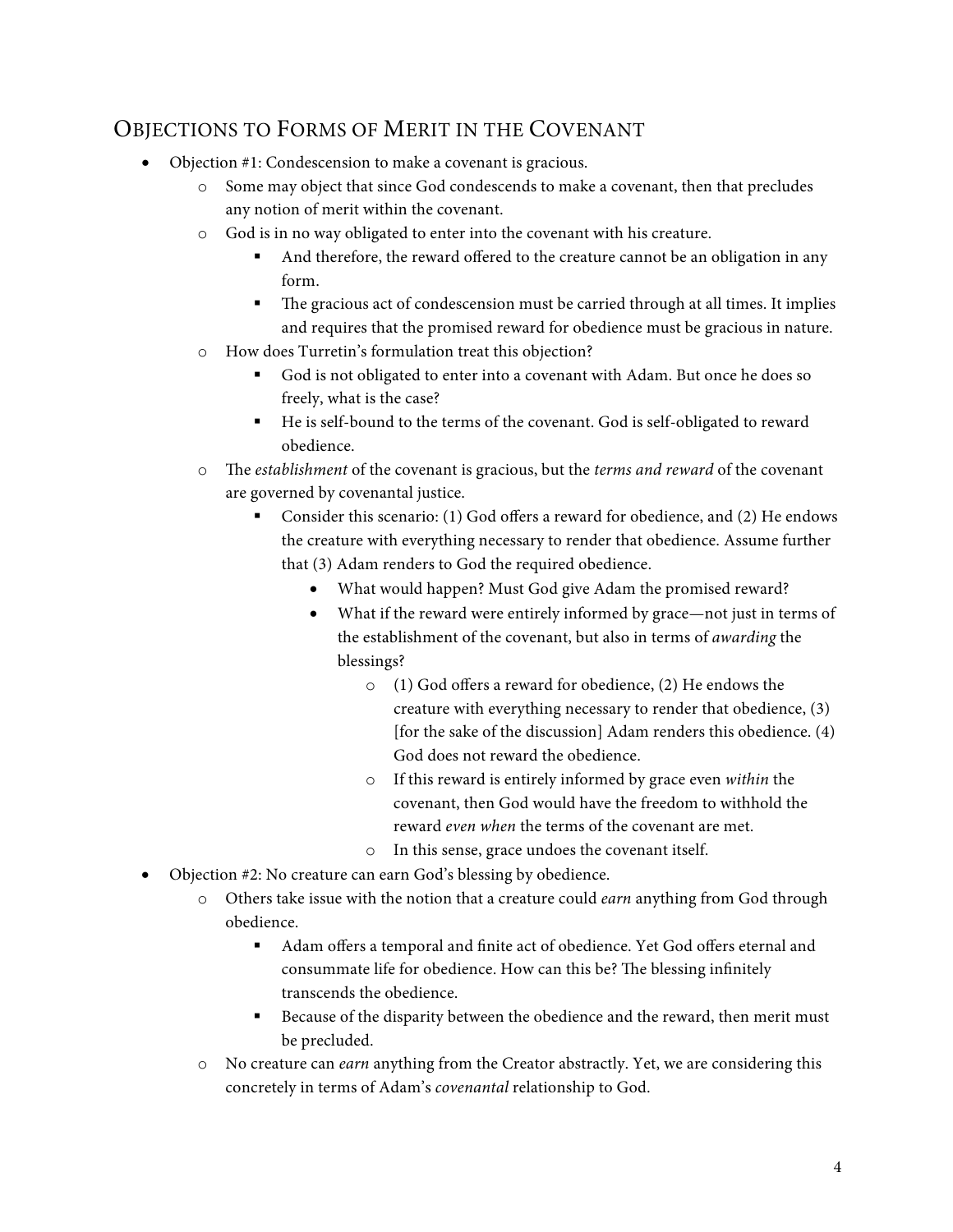## Objections to Forms of Merit in the Covenant

- Objection #1: Condescension to make a covenant is gracious.
    - Some may object that since God condescends to make a covenant, then that precludes any notion of merit within the covenant.
    - God is in no way obligated to enter into the covenant with his creature.
        - And therefore, the reward offered to the creature cannot be an obligation in any form.
        - The gracious act of condescension must be carried through at all times. It implies and requires that the promised reward for obedience must be gracious in nature.
    - How does Turretin's formulation treat this objection?
        - God is not obligated to enter into a covenant with Adam. But once he does so freely, what is the case?
        - He is self-bound to the terms of the covenant. God is self-obligated to reward obedience.
    - The *establishment* of the covenant is gracious, but the *terms and reward* of the covenant are governed by covenantal justice.
        - Consider this scenario: (1) God offers a reward for obedience, and (2) He endows the creature with everything necessary to render that obedience. Assume further that (3) Adam renders to God the required obedience.
            - What would happen? Must God give Adam the promised reward?
            - What if the reward were entirely informed by grace—not just in terms of the establishment of the covenant, but also in terms of *awarding* the blessings?
                - (1) God offers a reward for obedience, (2) He endows the creature with everything necessary to render that obedience, (3) [for the sake of the discussion] Adam renders this obedience. (4) God does not reward the obedience.
                - If this reward is entirely informed by grace even *within* the covenant, then God would have the freedom to withhold the reward *even when* the terms of the covenant are met.
                - In this sense, grace undoes the covenant itself.
- Objection #2: No creature can earn God's blessing by obedience.
    - Others take issue with the notion that a creature could *earn* anything from God through obedience.
        - Adam offers a temporal and finite act of obedience. Yet God offers eternal and consummate life for obedience. How can this be? The blessing infinitely transcends the obedience.
        - Because of the disparity between the obedience and the reward, then merit must be precluded.
    - No creature can *earn* anything from the Creator abstractly. Yet, we are considering this concretely in terms of Adam's *covenantal* relationship to God.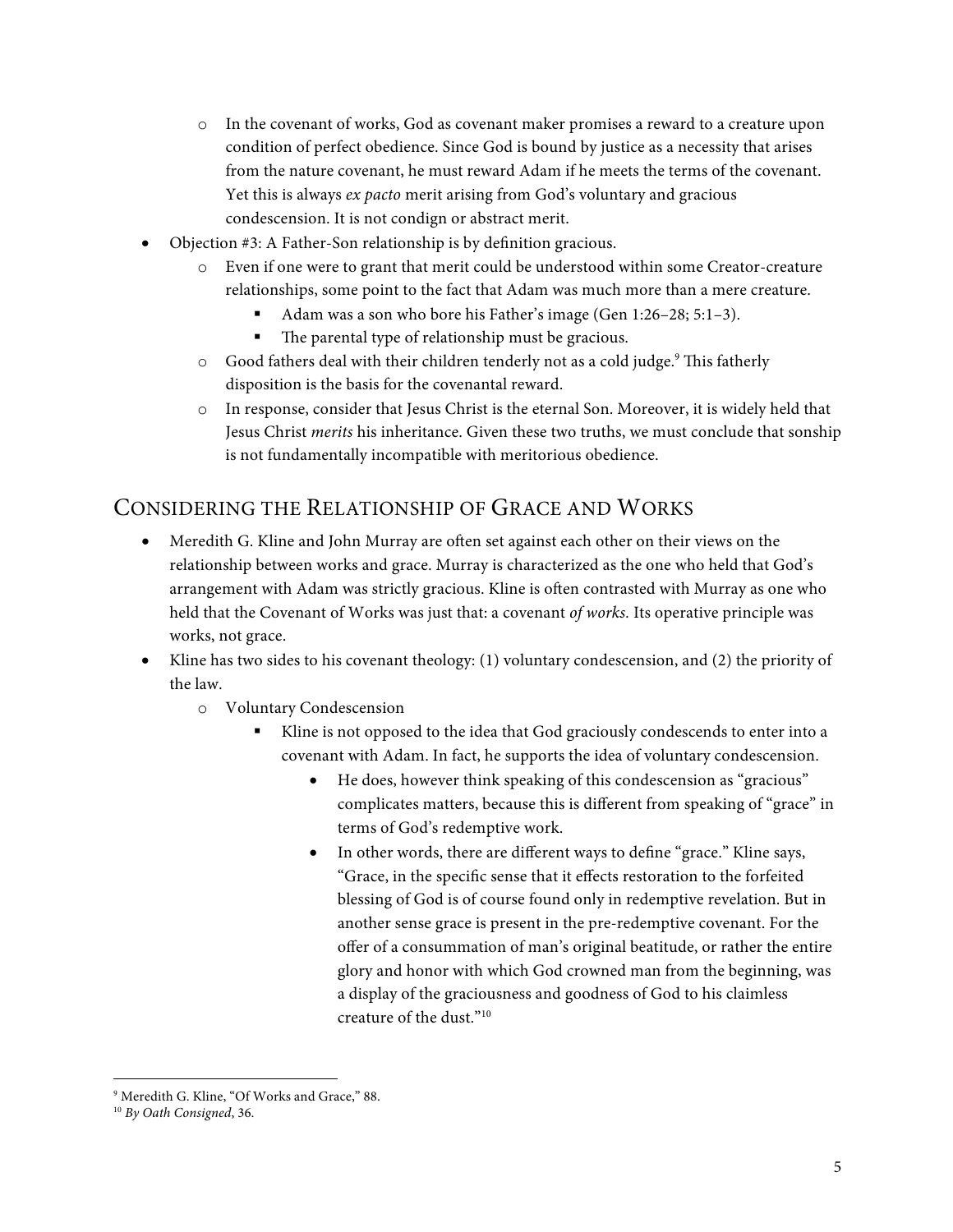- In the covenant of works, God as covenant maker promises a reward to a creature upon condition of perfect obedience. Since God is bound by justice as a necessity that arises from the nature covenant, he must reward Adam if he meets the terms of the covenant. Yet this is always *ex pacto* merit arising from God's voluntary and gracious condescension. It is not condign or abstract merit.

- Objection #3: A Father-Son relationship is by definition gracious.
  - Even if one were to grant that merit could be understood within some Creator-creature relationships, some point to the fact that Adam was much more than a mere creature.
    - Adam was a son who bore his Father's image (Gen 1:26–28; 5:1–3).
    - The parental type of relationship must be gracious.
  - Good fathers deal with their children tenderly not as a cold judge.[9] This fatherly disposition is the basis for the covenantal reward.
  - In response, consider that Jesus Christ is the eternal Son. Moreover, it is widely held that Jesus Christ *merits* his inheritance. Given these two truths, we must conclude that sonship is not fundamentally incompatible with meritorious obedience.

## Considering the Relationship of Grace and Works

- Meredith G. Kline and John Murray are often set against each other on their views on the relationship between works and grace. Murray is characterized as the one who held that God's arrangement with Adam was strictly gracious. Kline is often contrasted with Murray as one who held that the Covenant of Works was just that: a covenant *of works*. Its operative principle was works, not grace.
- Kline has two sides to his covenant theology: (1) voluntary condescension, and (2) the priority of the law.
  - Voluntary Condescension
    - Kline is not opposed to the idea that God graciously condescends to enter into a covenant with Adam. In fact, he supports the idea of voluntary condescension.
      - He does, however think speaking of this condescension as "gracious" complicates matters, because this is different from speaking of "grace" in terms of God's redemptive work.
      - In other words, there are different ways to define "grace." Kline says, "Grace, in the specific sense that it effects restoration to the forfeited blessing of God is of course found only in redemptive revelation. But in another sense grace is present in the pre-redemptive covenant. For the offer of a consummation of man's original beatitude, or rather the entire glory and honor with which God crowned man from the beginning, was a display of the graciousness and goodness of God to his claimless creature of the dust."[10]

---

[9] Meredith G. Kline, "Of Works and Grace," 88.

[10] *By Oath Consigned*, 36.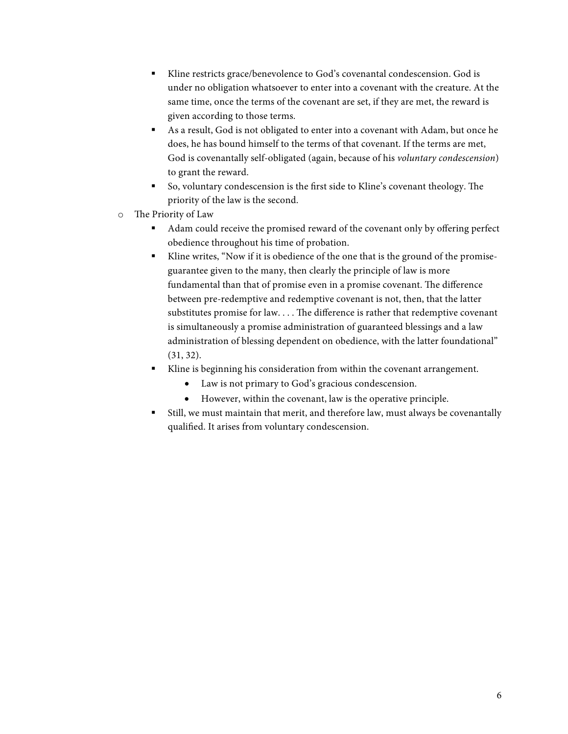- - Kline restricts grace/benevolence to God's covenantal condescension. God is under no obligation whatsoever to enter into a covenant with the creature. At the same time, once the terms of the covenant are set, if they are met, the reward is given according to those terms.
    - As a result, God is not obligated to enter into a covenant with Adam, but once he does, he has bound himself to the terms of that covenant. If the terms are met, God is covenantally self-obligated (again, because of his *voluntary condescension*) to grant the reward.
    - So, voluntary condescension is the first side to Kline's covenant theology. The priority of the law is the second.
  - The Priority of Law
    - Adam could receive the promised reward of the covenant only by offering perfect obedience throughout his time of probation.
    - Kline writes, "Now if it is obedience of the one that is the ground of the promise-guarantee given to the many, then clearly the principle of law is more fundamental than that of promise even in a promise covenant. The difference between pre-redemptive and redemptive covenant is not, then, that the latter substitutes promise for law. . . . The difference is rather that redemptive covenant is simultaneously a promise administration of guaranteed blessings and a law administration of blessing dependent on obedience, with the latter foundational" (31, 32).
    - Kline is beginning his consideration from within the covenant arrangement.
      - Law is not primary to God's gracious condescension.
      - However, within the covenant, law is the operative principle.
    - Still, we must maintain that merit, and therefore law, must always be covenantally qualified. It arises from voluntary condescension.